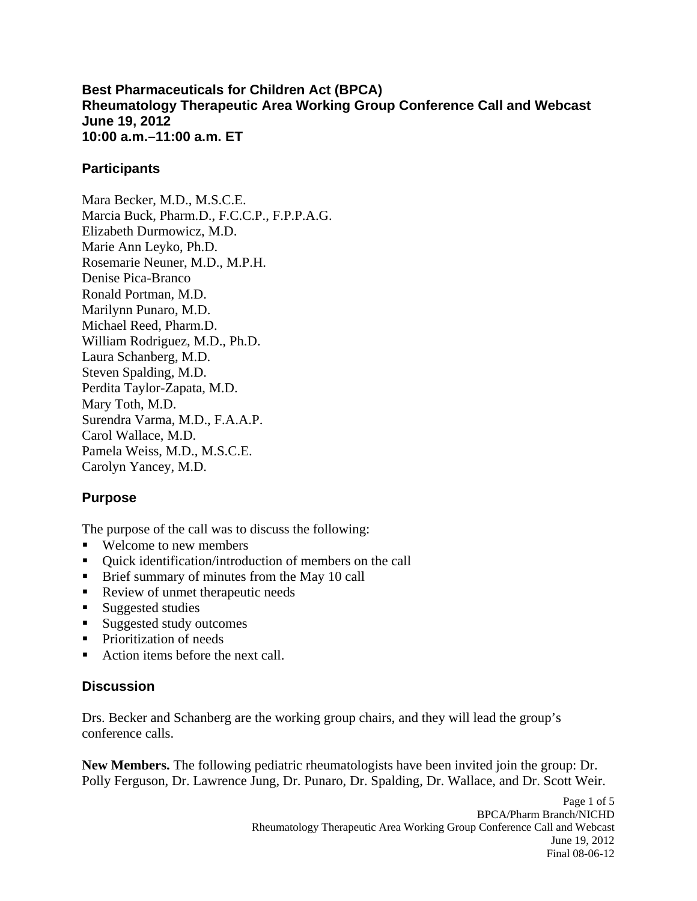# Best Pharmaceuticals for Children Act (BPCA)
# Rheumatology Therapeutic Area Working Group Conference Call and Webcast
# June 19, 2012
# 10:00 a.m.–11:00 a.m. ET

## Participants

Mara Becker, M.D., M.S.C.E.
Marcia Buck, Pharm.D., F.C.C.P., F.P.P.A.G.
Elizabeth Durmowicz, M.D.
Marie Ann Leyko, Ph.D.
Rosemarie Neuner, M.D., M.P.H.
Denise Pica-Branco
Ronald Portman, M.D.
Marilynn Punaro, M.D.
Michael Reed, Pharm.D.
William Rodriguez, M.D., Ph.D.
Laura Schanberg, M.D.
Steven Spalding, M.D.
Perdita Taylor-Zapata, M.D.
Mary Toth, M.D.
Surendra Varma, M.D., F.A.A.P.
Carol Wallace, M.D.
Pamela Weiss, M.D., M.S.C.E.
Carolyn Yancey, M.D.

## Purpose

The purpose of the call was to discuss the following:

- Welcome to new members
- Quick identification/introduction of members on the call
- Brief summary of minutes from the May 10 call
- Review of unmet therapeutic needs
- Suggested studies
- Suggested study outcomes
- Prioritization of needs
- Action items before the next call.

## Discussion

Drs. Becker and Schanberg are the working group chairs, and they will lead the group's conference calls.

**New Members.** The following pediatric rheumatologists have been invited join the group: Dr. Polly Ferguson, Dr. Lawrence Jung, Dr. Punaro, Dr. Spalding, Dr. Wallace, and Dr. Scott Weir.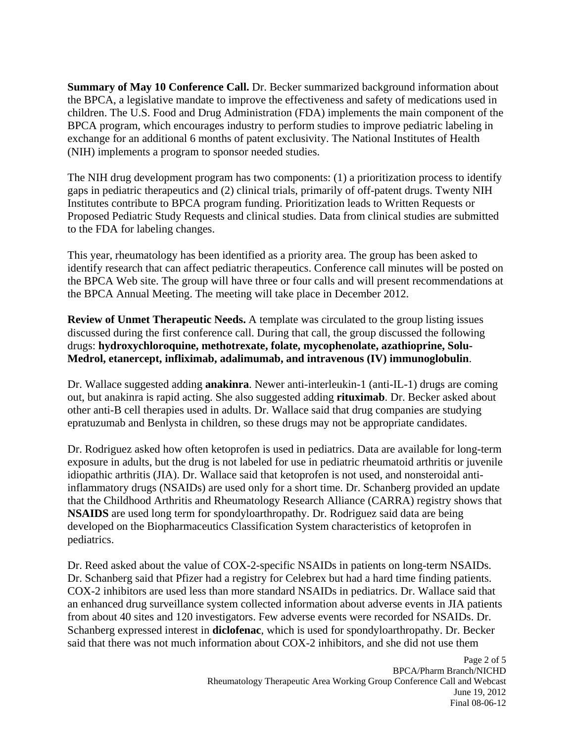**Summary of May 10 Conference Call.** Dr. Becker summarized background information about the BPCA, a legislative mandate to improve the effectiveness and safety of medications used in children. The U.S. Food and Drug Administration (FDA) implements the main component of the BPCA program, which encourages industry to perform studies to improve pediatric labeling in exchange for an additional 6 months of patent exclusivity. The National Institutes of Health (NIH) implements a program to sponsor needed studies.

The NIH drug development program has two components: (1) a prioritization process to identify gaps in pediatric therapeutics and (2) clinical trials, primarily of off-patent drugs. Twenty NIH Institutes contribute to BPCA program funding. Prioritization leads to Written Requests or Proposed Pediatric Study Requests and clinical studies. Data from clinical studies are submitted to the FDA for labeling changes.

This year, rheumatology has been identified as a priority area. The group has been asked to identify research that can affect pediatric therapeutics. Conference call minutes will be posted on the BPCA Web site. The group will have three or four calls and will present recommendations at the BPCA Annual Meeting. The meeting will take place in December 2012.

**Review of Unmet Therapeutic Needs.** A template was circulated to the group listing issues discussed during the first conference call. During that call, the group discussed the following drugs: **hydroxychloroquine, methotrexate, folate, mycophenolate, azathioprine, Solu-Medrol, etanercept, infliximab, adalimumab, and intravenous (IV) immunoglobulin**.

Dr. Wallace suggested adding **anakinra**. Newer anti-interleukin-1 (anti-IL-1) drugs are coming out, but anakinra is rapid acting. She also suggested adding **rituximab**. Dr. Becker asked about other anti-B cell therapies used in adults. Dr. Wallace said that drug companies are studying epratuzumab and Benlysta in children, so these drugs may not be appropriate candidates.

Dr. Rodriguez asked how often ketoprofen is used in pediatrics. Data are available for long-term exposure in adults, but the drug is not labeled for use in pediatric rheumatoid arthritis or juvenile idiopathic arthritis (JIA). Dr. Wallace said that ketoprofen is not used, and nonsteroidal anti-inflammatory drugs (NSAIDs) are used only for a short time. Dr. Schanberg provided an update that the Childhood Arthritis and Rheumatology Research Alliance (CARRA) registry shows that **NSAIDS** are used long term for spondyloarthropathy. Dr. Rodriguez said data are being developed on the Biopharmaceutics Classification System characteristics of ketoprofen in pediatrics.

Dr. Reed asked about the value of COX-2-specific NSAIDs in patients on long-term NSAIDs. Dr. Schanberg said that Pfizer had a registry for Celebrex but had a hard time finding patients. COX-2 inhibitors are used less than more standard NSAIDs in pediatrics. Dr. Wallace said that an enhanced drug surveillance system collected information about adverse events in JIA patients from about 40 sites and 120 investigators. Few adverse events were recorded for NSAIDs. Dr. Schanberg expressed interest in **diclofenac**, which is used for spondyloarthropathy. Dr. Becker said that there was not much information about COX-2 inhibitors, and she did not use them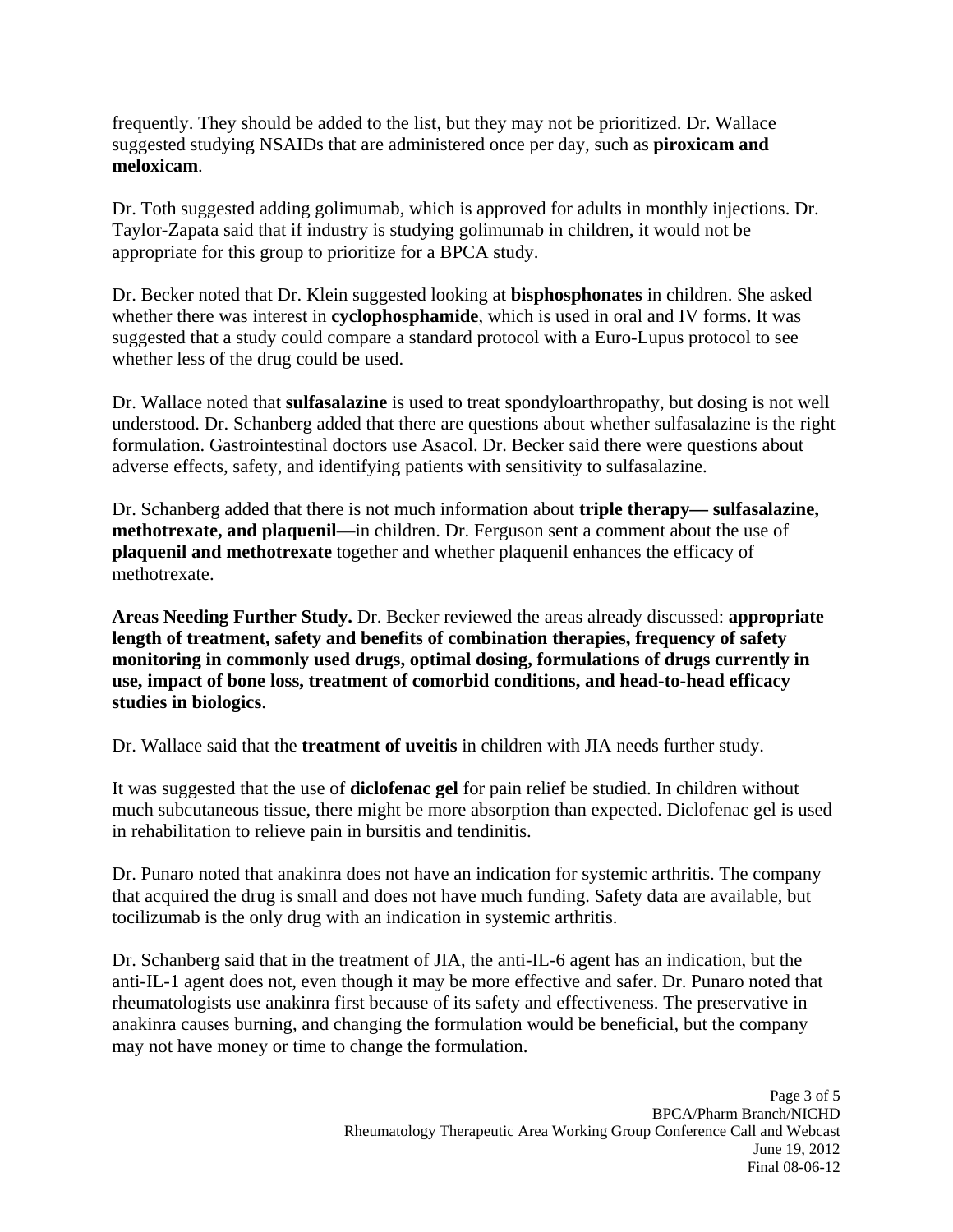frequently. They should be added to the list, but they may not be prioritized. Dr. Wallace suggested studying NSAIDs that are administered once per day, such as **piroxicam and meloxicam**.

Dr. Toth suggested adding golimumab, which is approved for adults in monthly injections. Dr. Taylor-Zapata said that if industry is studying golimumab in children, it would not be appropriate for this group to prioritize for a BPCA study.

Dr. Becker noted that Dr. Klein suggested looking at **bisphosphonates** in children. She asked whether there was interest in **cyclophosphamide**, which is used in oral and IV forms. It was suggested that a study could compare a standard protocol with a Euro-Lupus protocol to see whether less of the drug could be used.

Dr. Wallace noted that **sulfasalazine** is used to treat spondyloarthropathy, but dosing is not well understood. Dr. Schanberg added that there are questions about whether sulfasalazine is the right formulation. Gastrointestinal doctors use Asacol. Dr. Becker said there were questions about adverse effects, safety, and identifying patients with sensitivity to sulfasalazine.

Dr. Schanberg added that there is not much information about **triple therapy— sulfasalazine, methotrexate, and plaquenil**—in children. Dr. Ferguson sent a comment about the use of **plaquenil and methotrexate** together and whether plaquenil enhances the efficacy of methotrexate.

**Areas Needing Further Study.** Dr. Becker reviewed the areas already discussed: **appropriate length of treatment, safety and benefits of combination therapies, frequency of safety monitoring in commonly used drugs, optimal dosing, formulations of drugs currently in use, impact of bone loss, treatment of comorbid conditions, and head-to-head efficacy studies in biologics**.

Dr. Wallace said that the **treatment of uveitis** in children with JIA needs further study.

It was suggested that the use of **diclofenac gel** for pain relief be studied. In children without much subcutaneous tissue, there might be more absorption than expected. Diclofenac gel is used in rehabilitation to relieve pain in bursitis and tendinitis.

Dr. Punaro noted that anakinra does not have an indication for systemic arthritis. The company that acquired the drug is small and does not have much funding. Safety data are available, but tocilizumab is the only drug with an indication in systemic arthritis.

Dr. Schanberg said that in the treatment of JIA, the anti-IL-6 agent has an indication, but the anti-IL-1 agent does not, even though it may be more effective and safer. Dr. Punaro noted that rheumatologists use anakinra first because of its safety and effectiveness. The preservative in anakinra causes burning, and changing the formulation would be beneficial, but the company may not have money or time to change the formulation.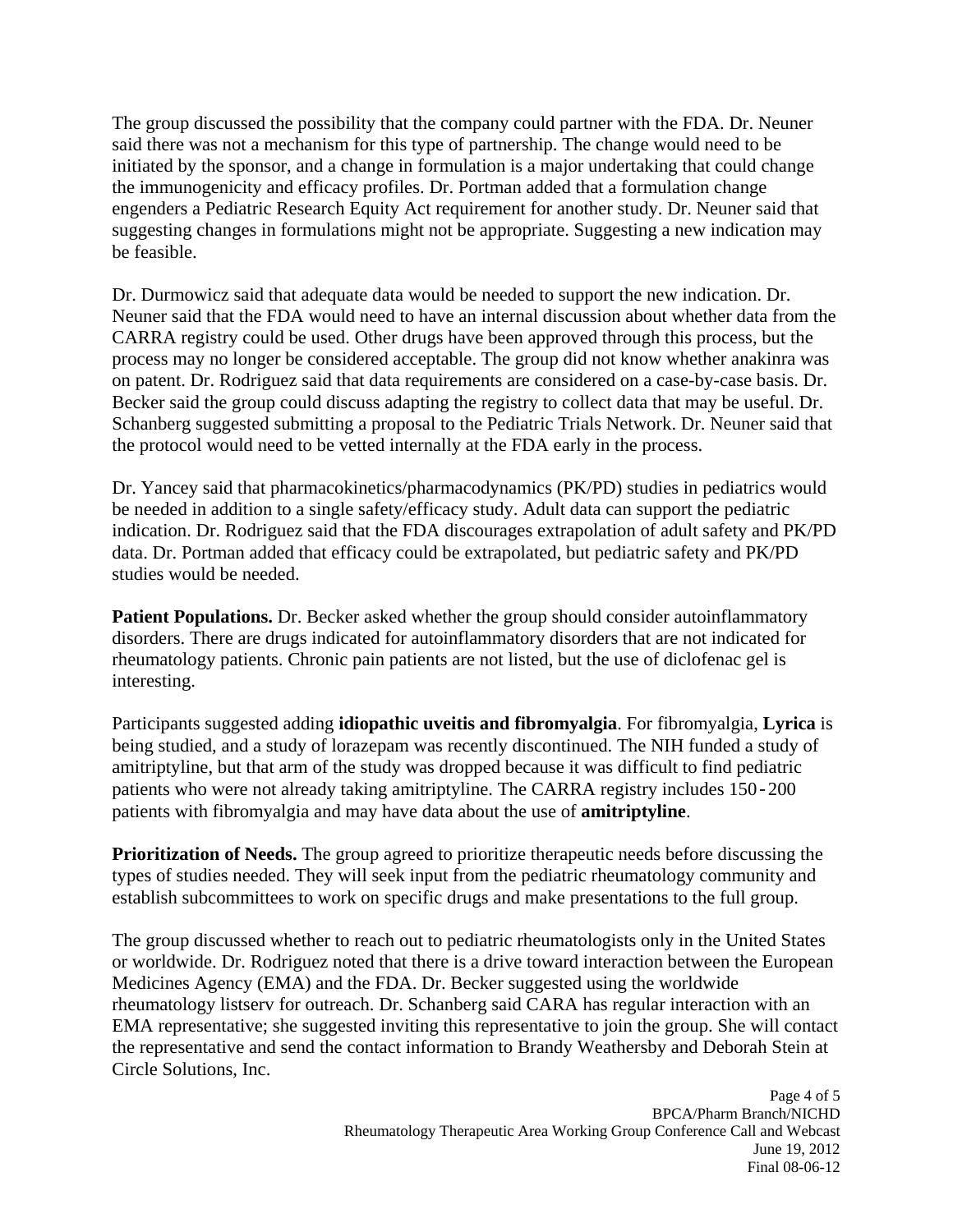The group discussed the possibility that the company could partner with the FDA. Dr. Neuner said there was not a mechanism for this type of partnership. The change would need to be initiated by the sponsor, and a change in formulation is a major undertaking that could change the immunogenicity and efficacy profiles. Dr. Portman added that a formulation change engenders a Pediatric Research Equity Act requirement for another study. Dr. Neuner said that suggesting changes in formulations might not be appropriate. Suggesting a new indication may be feasible.

Dr. Durmowicz said that adequate data would be needed to support the new indication. Dr. Neuner said that the FDA would need to have an internal discussion about whether data from the CARRA registry could be used. Other drugs have been approved through this process, but the process may no longer be considered acceptable. The group did not know whether anakinra was on patent. Dr. Rodriguez said that data requirements are considered on a case-by-case basis. Dr. Becker said the group could discuss adapting the registry to collect data that may be useful. Dr. Schanberg suggested submitting a proposal to the Pediatric Trials Network. Dr. Neuner said that the protocol would need to be vetted internally at the FDA early in the process.

Dr. Yancey said that pharmacokinetics/pharmacodynamics (PK/PD) studies in pediatrics would be needed in addition to a single safety/efficacy study. Adult data can support the pediatric indication. Dr. Rodriguez said that the FDA discourages extrapolation of adult safety and PK/PD data. Dr. Portman added that efficacy could be extrapolated, but pediatric safety and PK/PD studies would be needed.

**Patient Populations.** Dr. Becker asked whether the group should consider autoinflammatory disorders. There are drugs indicated for autoinflammatory disorders that are not indicated for rheumatology patients. Chronic pain patients are not listed, but the use of diclofenac gel is interesting.

Participants suggested adding **idiopathic uveitis and fibromyalgia**. For fibromyalgia, **Lyrica** is being studied, and a study of lorazepam was recently discontinued. The NIH funded a study of amitriptyline, but that arm of the study was dropped because it was difficult to find pediatric patients who were not already taking amitriptyline. The CARRA registry includes 150-200 patients with fibromyalgia and may have data about the use of **amitriptyline**.

**Prioritization of Needs.** The group agreed to prioritize therapeutic needs before discussing the types of studies needed. They will seek input from the pediatric rheumatology community and establish subcommittees to work on specific drugs and make presentations to the full group.

The group discussed whether to reach out to pediatric rheumatologists only in the United States or worldwide. Dr. Rodriguez noted that there is a drive toward interaction between the European Medicines Agency (EMA) and the FDA. Dr. Becker suggested using the worldwide rheumatology listserv for outreach. Dr. Schanberg said CARA has regular interaction with an EMA representative; she suggested inviting this representative to join the group. She will contact the representative and send the contact information to Brandy Weathersby and Deborah Stein at Circle Solutions, Inc.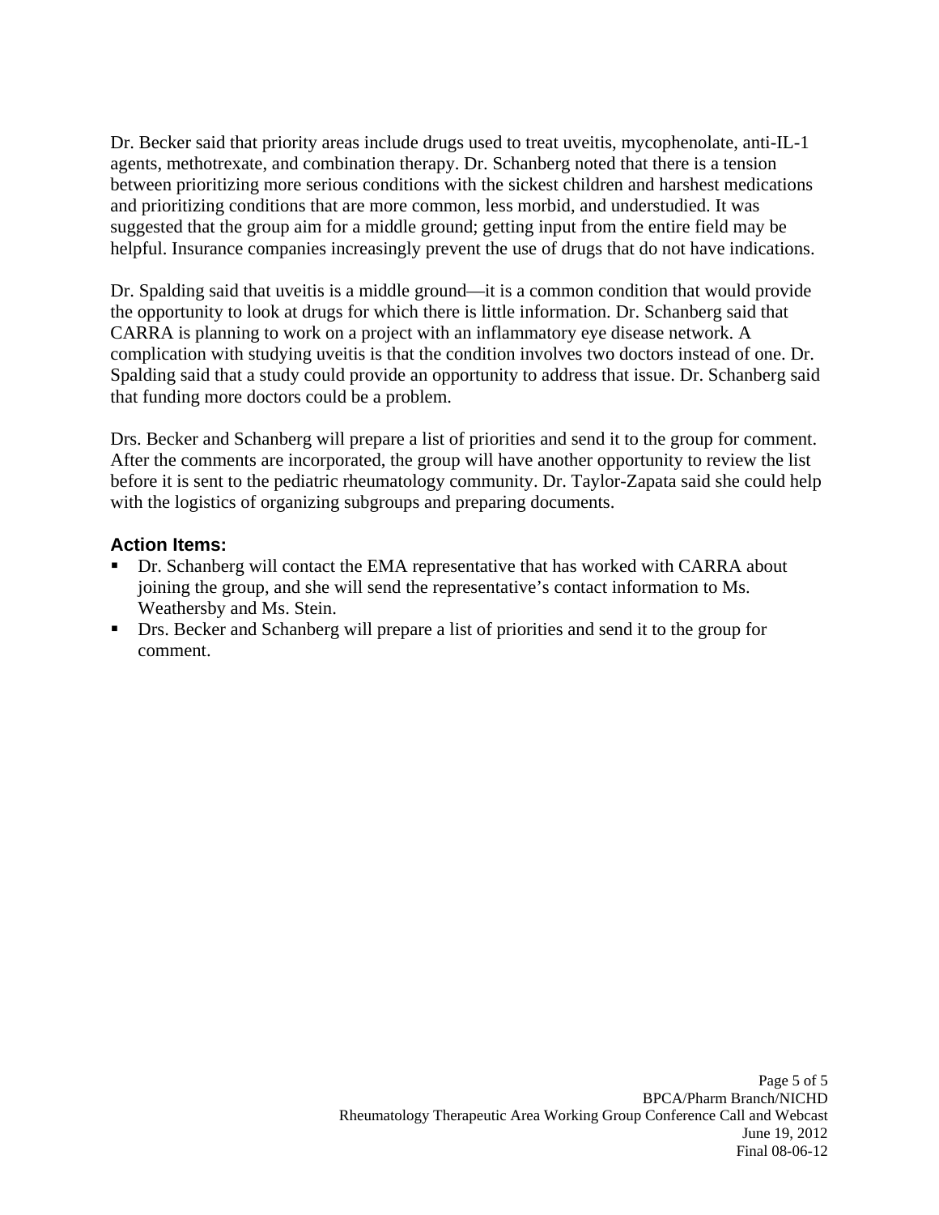Dr. Becker said that priority areas include drugs used to treat uveitis, mycophenolate, anti-IL-1 agents, methotrexate, and combination therapy. Dr. Schanberg noted that there is a tension between prioritizing more serious conditions with the sickest children and harshest medications and prioritizing conditions that are more common, less morbid, and understudied. It was suggested that the group aim for a middle ground; getting input from the entire field may be helpful. Insurance companies increasingly prevent the use of drugs that do not have indications.

Dr. Spalding said that uveitis is a middle ground—it is a common condition that would provide the opportunity to look at drugs for which there is little information. Dr. Schanberg said that CARRA is planning to work on a project with an inflammatory eye disease network. A complication with studying uveitis is that the condition involves two doctors instead of one. Dr. Spalding said that a study could provide an opportunity to address that issue. Dr. Schanberg said that funding more doctors could be a problem.

Drs. Becker and Schanberg will prepare a list of priorities and send it to the group for comment. After the comments are incorporated, the group will have another opportunity to review the list before it is sent to the pediatric rheumatology community. Dr. Taylor-Zapata said she could help with the logistics of organizing subgroups and preparing documents.

### Action Items:

- Dr. Schanberg will contact the EMA representative that has worked with CARRA about joining the group, and she will send the representative's contact information to Ms. Weathersby and Ms. Stein.
- Drs. Becker and Schanberg will prepare a list of priorities and send it to the group for comment.